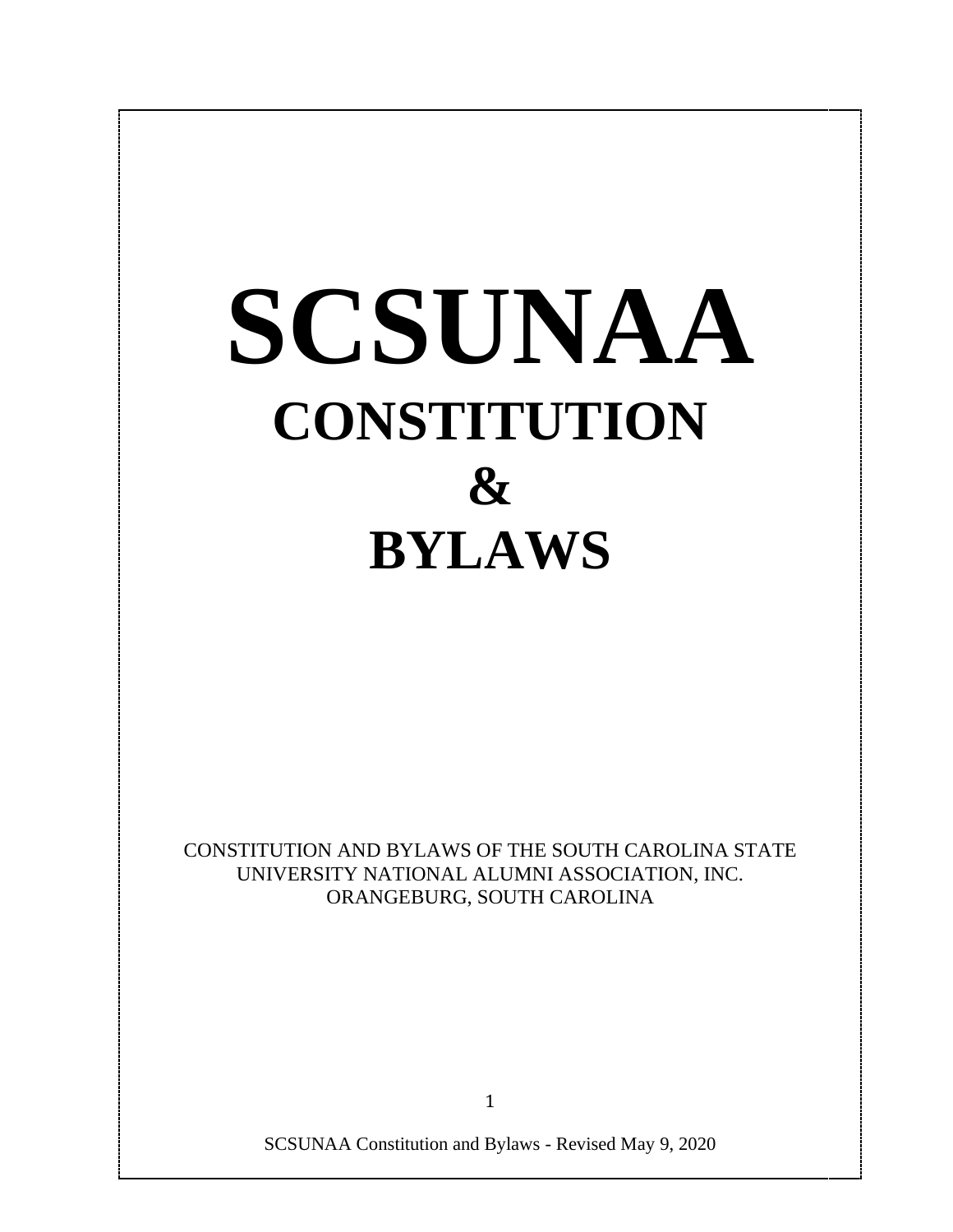# SCSUNAA

## CONSTITUTION

## &

## BYLAWS

CONSTITUTION AND BYLAWS OF THE SOUTH CAROLINA STATE UNIVERSITY NATIONAL ALUMNI ASSOCIATION, INC.
ORANGEBURG, SOUTH CAROLINA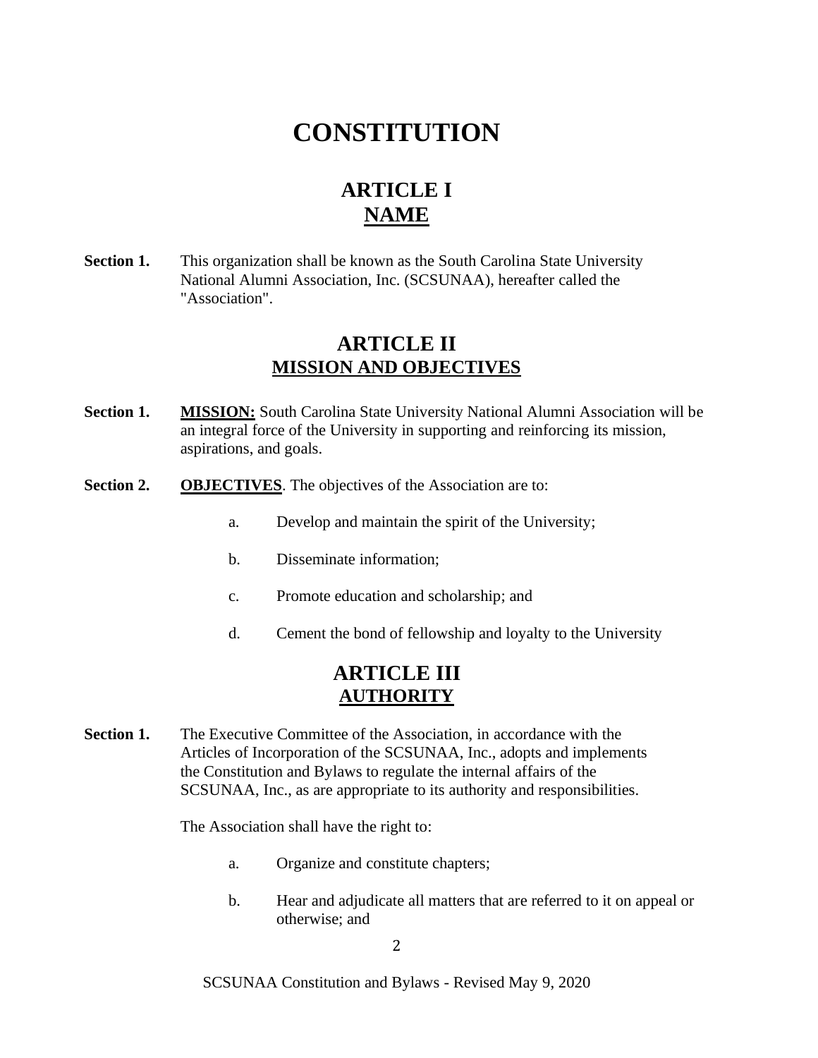# CONSTITUTION

## ARTICLE I
## NAME

**Section 1.** This organization shall be known as the South Carolina State University National Alumni Association, Inc. (SCSUNAA), hereafter called the "Association".

## ARTICLE II
## MISSION AND OBJECTIVES

**Section 1.** **MISSION:** South Carolina State University National Alumni Association will be an integral force of the University in supporting and reinforcing its mission, aspirations, and goals.

**Section 2.** **OBJECTIVES**. The objectives of the Association are to:

a. Develop and maintain the spirit of the University;

b. Disseminate information;

c. Promote education and scholarship; and

d. Cement the bond of fellowship and loyalty to the University

## ARTICLE III
## AUTHORITY

**Section 1.** The Executive Committee of the Association, in accordance with the Articles of Incorporation of the SCSUNAA, Inc., adopts and implements the Constitution and Bylaws to regulate the internal affairs of the SCSUNAA, Inc., as are appropriate to its authority and responsibilities.

The Association shall have the right to:

a. Organize and constitute chapters;

b. Hear and adjudicate all matters that are referred to it on appeal or otherwise; and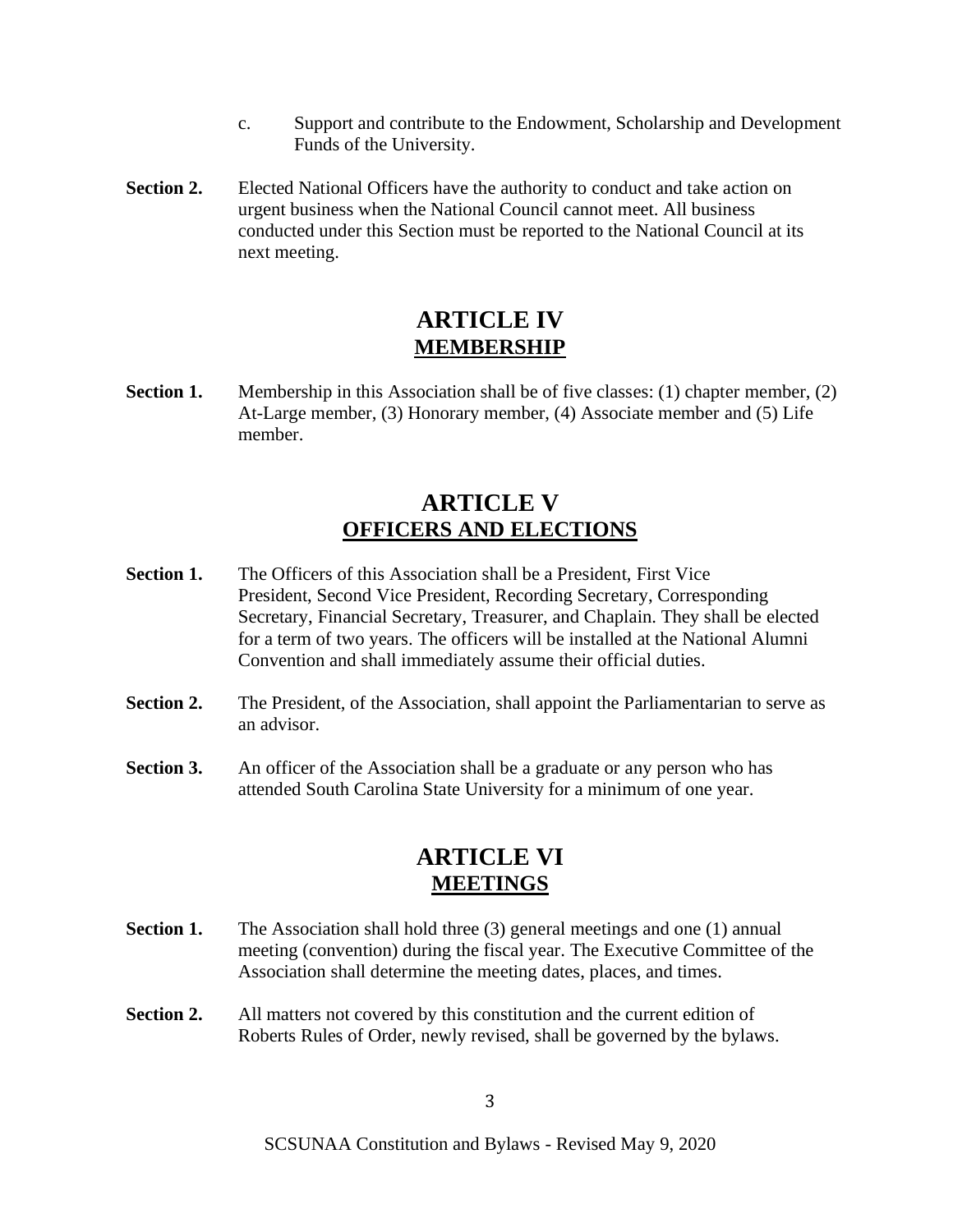c. Support and contribute to the Endowment, Scholarship and Development Funds of the University.

**Section 2.** Elected National Officers have the authority to conduct and take action on urgent business when the National Council cannot meet. All business conducted under this Section must be reported to the National Council at its next meeting.

## ARTICLE IV
## MEMBERSHIP

**Section 1.** Membership in this Association shall be of five classes: (1) chapter member, (2) At-Large member, (3) Honorary member, (4) Associate member and (5) Life member.

## ARTICLE V
## OFFICERS AND ELECTIONS

**Section 1.** The Officers of this Association shall be a President, First Vice President, Second Vice President, Recording Secretary, Corresponding Secretary, Financial Secretary, Treasurer, and Chaplain. They shall be elected for a term of two years. The officers will be installed at the National Alumni Convention and shall immediately assume their official duties.

**Section 2.** The President, of the Association, shall appoint the Parliamentarian to serve as an advisor.

**Section 3.** An officer of the Association shall be a graduate or any person who has attended South Carolina State University for a minimum of one year.

## ARTICLE VI
## MEETINGS

**Section 1.** The Association shall hold three (3) general meetings and one (1) annual meeting (convention) during the fiscal year. The Executive Committee of the Association shall determine the meeting dates, places, and times.

**Section 2.** All matters not covered by this constitution and the current edition of Roberts Rules of Order, newly revised, shall be governed by the bylaws.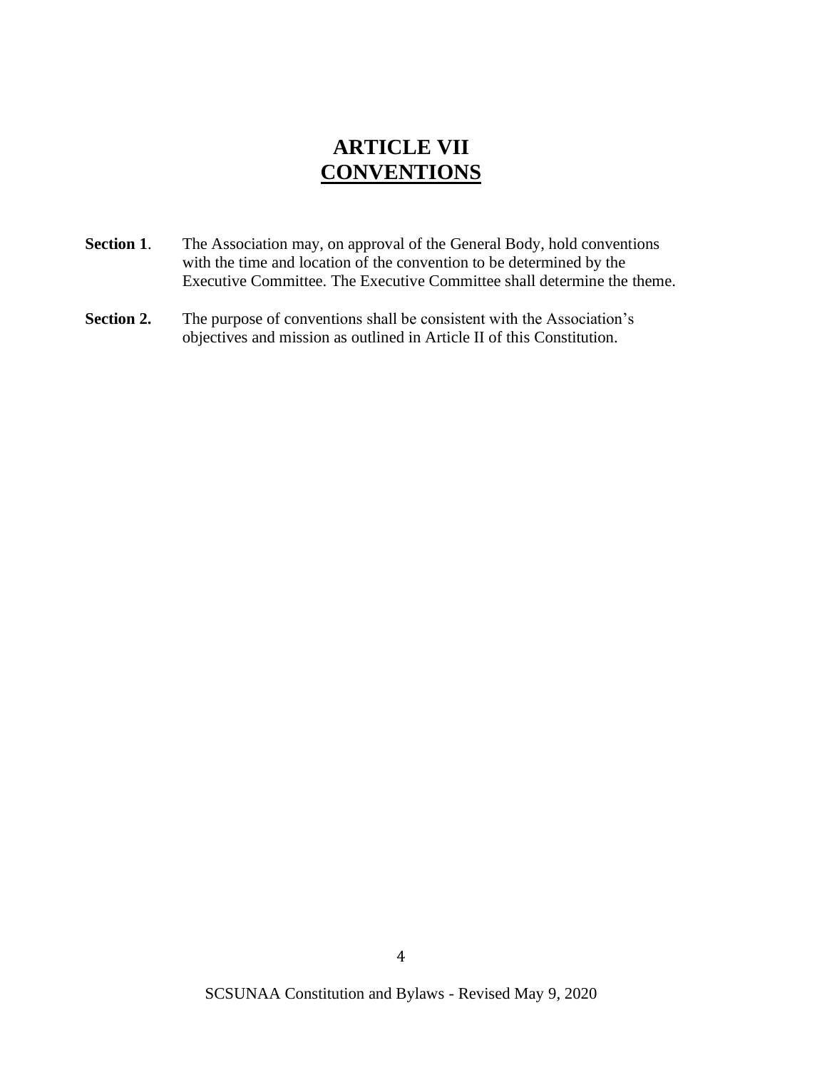# ARTICLE VII
# CONVENTIONS

**Section 1**. The Association may, on approval of the General Body, hold conventions with the time and location of the convention to be determined by the Executive Committee. The Executive Committee shall determine the theme.

**Section 2.** The purpose of conventions shall be consistent with the Association's objectives and mission as outlined in Article II of this Constitution.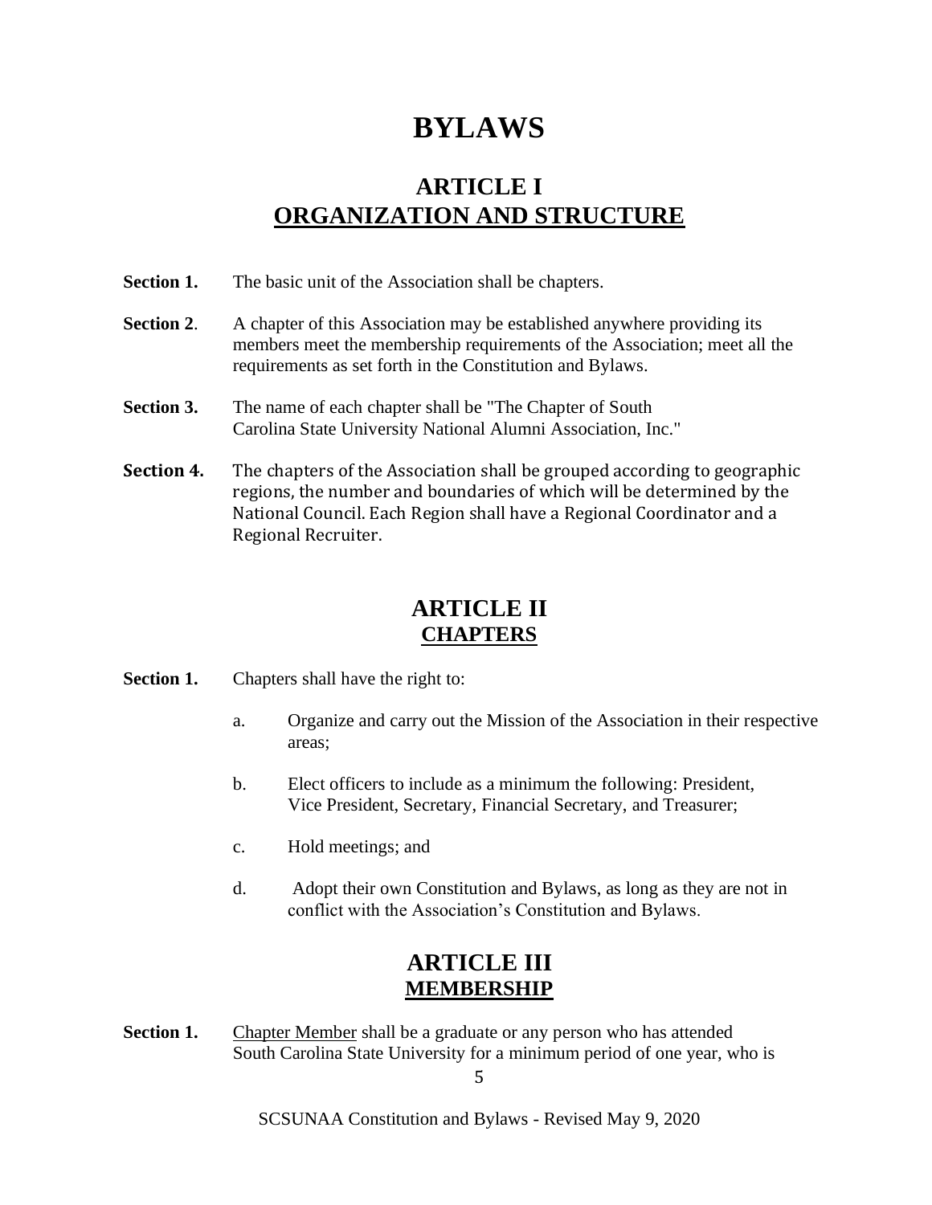# BYLAWS

## ARTICLE I
## ORGANIZATION AND STRUCTURE

**Section 1.** The basic unit of the Association shall be chapters.

**Section 2**. A chapter of this Association may be established anywhere providing its members meet the membership requirements of the Association; meet all the requirements as set forth in the Constitution and Bylaws.

**Section 3.** The name of each chapter shall be "The Chapter of South Carolina State University National Alumni Association, Inc."

**Section 4.** The chapters of the Association shall be grouped according to geographic regions, the number and boundaries of which will be determined by the National Council. Each Region shall have a Regional Coordinator and a Regional Recruiter.

## ARTICLE II
## CHAPTERS

**Section 1.** Chapters shall have the right to:

a. Organize and carry out the Mission of the Association in their respective areas;

b. Elect officers to include as a minimum the following: President, Vice President, Secretary, Financial Secretary, and Treasurer;

c. Hold meetings; and

d. Adopt their own Constitution and Bylaws, as long as they are not in conflict with the Association's Constitution and Bylaws.

## ARTICLE III
## MEMBERSHIP

**Section 1.** Chapter Member shall be a graduate or any person who has attended South Carolina State University for a minimum period of one year, who is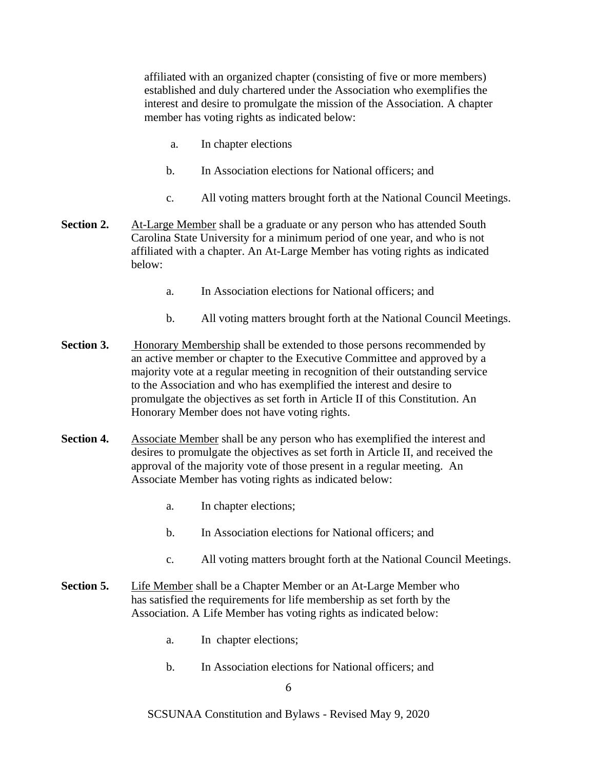affiliated with an organized chapter (consisting of five or more members) established and duly chartered under the Association who exemplifies the interest and desire to promulgate the mission of the Association. A chapter member has voting rights as indicated below:

a. In chapter elections

b. In Association elections for National officers; and

c. All voting matters brought forth at the National Council Meetings.

**Section 2.** At-Large Member shall be a graduate or any person who has attended South Carolina State University for a minimum period of one year, and who is not affiliated with a chapter. An At-Large Member has voting rights as indicated below:

a. In Association elections for National officers; and

b. All voting matters brought forth at the National Council Meetings.

**Section 3.** Honorary Membership shall be extended to those persons recommended by an active member or chapter to the Executive Committee and approved by a majority vote at a regular meeting in recognition of their outstanding service to the Association and who has exemplified the interest and desire to promulgate the objectives as set forth in Article II of this Constitution. An Honorary Member does not have voting rights.

**Section 4.** Associate Member shall be any person who has exemplified the interest and desires to promulgate the objectives as set forth in Article II, and received the approval of the majority vote of those present in a regular meeting. An Associate Member has voting rights as indicated below:

a. In chapter elections;

b. In Association elections for National officers; and

c. All voting matters brought forth at the National Council Meetings.

**Section 5.** Life Member shall be a Chapter Member or an At-Large Member who has satisfied the requirements for life membership as set forth by the Association. A Life Member has voting rights as indicated below:

a. In chapter elections;

b. In Association elections for National officers; and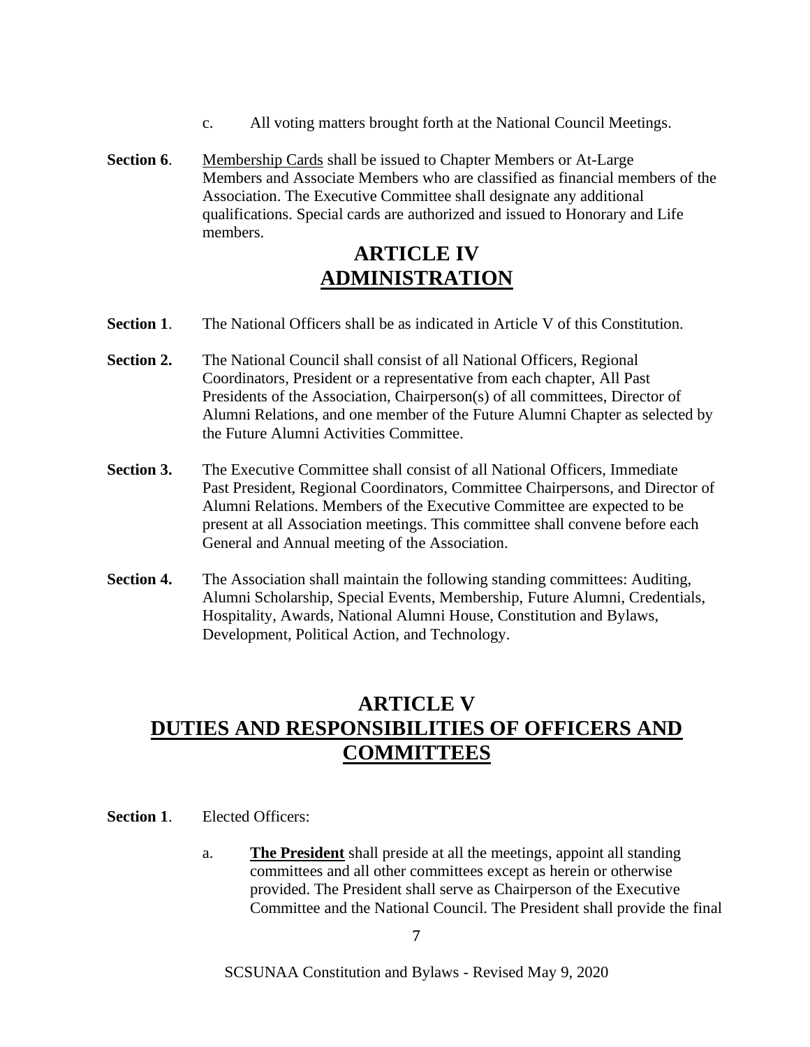c. All voting matters brought forth at the National Council Meetings.

**Section 6**. Membership Cards shall be issued to Chapter Members or At-Large Members and Associate Members who are classified as financial members of the Association. The Executive Committee shall designate any additional qualifications. Special cards are authorized and issued to Honorary and Life members.

# ARTICLE IV
# ADMINISTRATION

**Section 1**. The National Officers shall be as indicated in Article V of this Constitution.

**Section 2.** The National Council shall consist of all National Officers, Regional Coordinators, President or a representative from each chapter, All Past Presidents of the Association, Chairperson(s) of all committees, Director of Alumni Relations, and one member of the Future Alumni Chapter as selected by the Future Alumni Activities Committee.

**Section 3.** The Executive Committee shall consist of all National Officers, Immediate Past President, Regional Coordinators, Committee Chairpersons, and Director of Alumni Relations. Members of the Executive Committee are expected to be present at all Association meetings. This committee shall convene before each General and Annual meeting of the Association.

**Section 4.** The Association shall maintain the following standing committees: Auditing, Alumni Scholarship, Special Events, Membership, Future Alumni, Credentials, Hospitality, Awards, National Alumni House, Constitution and Bylaws, Development, Political Action, and Technology.

# ARTICLE V
# DUTIES AND RESPONSIBILITIES OF OFFICERS AND COMMITTEES

**Section 1**. Elected Officers:

a. **The President** shall preside at all the meetings, appoint all standing committees and all other committees except as herein or otherwise provided. The President shall serve as Chairperson of the Executive Committee and the National Council. The President shall provide the final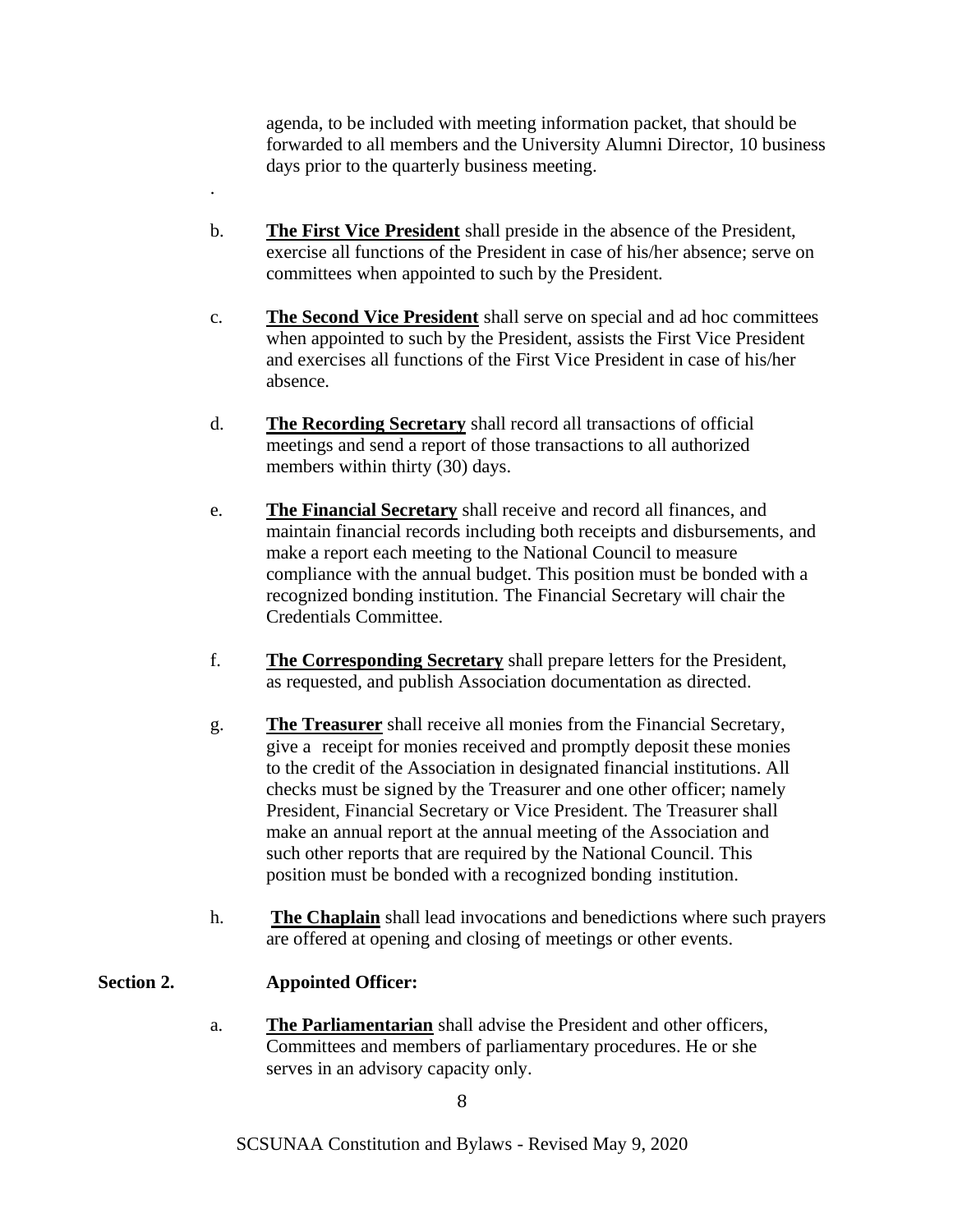agenda, to be included with meeting information packet, that should be forwarded to all members and the University Alumni Director, 10 business days prior to the quarterly business meeting.

.

b. **The First Vice President** shall preside in the absence of the President, exercise all functions of the President in case of his/her absence; serve on committees when appointed to such by the President.

c. **The Second Vice President** shall serve on special and ad hoc committees when appointed to such by the President, assists the First Vice President and exercises all functions of the First Vice President in case of his/her absence.

d. **The Recording Secretary** shall record all transactions of official meetings and send a report of those transactions to all authorized members within thirty (30) days.

e. **The Financial Secretary** shall receive and record all finances, and maintain financial records including both receipts and disbursements, and make a report each meeting to the National Council to measure compliance with the annual budget. This position must be bonded with a recognized bonding institution. The Financial Secretary will chair the Credentials Committee.

f. **The Corresponding Secretary** shall prepare letters for the President, as requested, and publish Association documentation as directed.

g. **The Treasurer** shall receive all monies from the Financial Secretary, give a receipt for monies received and promptly deposit these monies to the credit of the Association in designated financial institutions. All checks must be signed by the Treasurer and one other officer; namely President, Financial Secretary or Vice President. The Treasurer shall make an annual report at the annual meeting of the Association and such other reports that are required by the National Council. This position must be bonded with a recognized bonding institution.

h. **The Chaplain** shall lead invocations and benedictions where such prayers are offered at opening and closing of meetings or other events.

**Section 2. Appointed Officer:**

a. **The Parliamentarian** shall advise the President and other officers, Committees and members of parliamentary procedures. He or she serves in an advisory capacity only.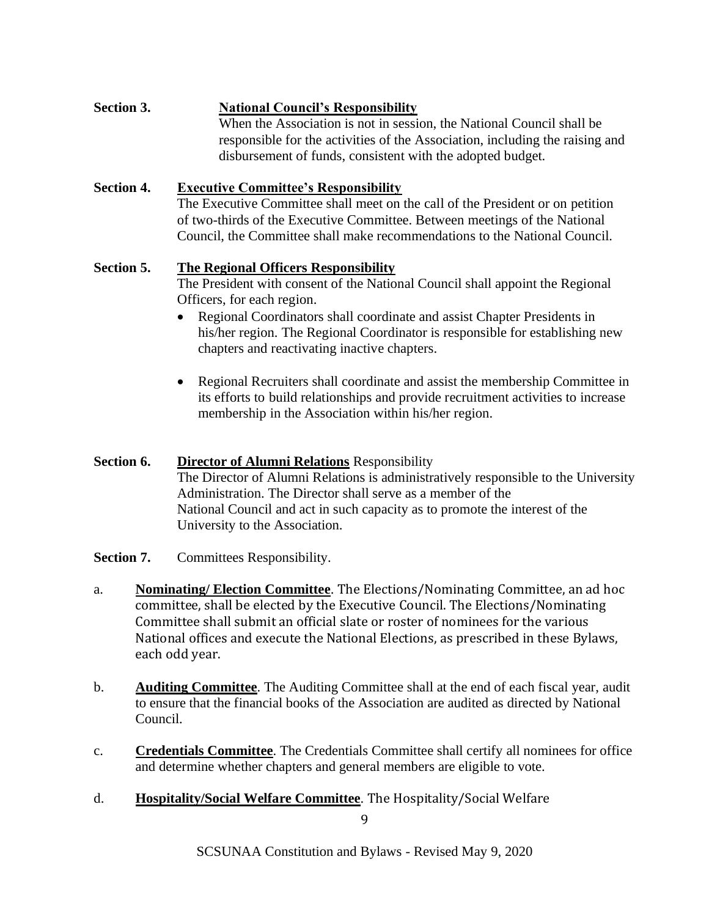**Section 3.** **National Council's Responsibility**

When the Association is not in session, the National Council shall be responsible for the activities of the Association, including the raising and disbursement of funds, consistent with the adopted budget.

**Section 4.** **Executive Committee's Responsibility**

The Executive Committee shall meet on the call of the President or on petition of two-thirds of the Executive Committee. Between meetings of the National Council, the Committee shall make recommendations to the National Council.

**Section 5.** **The Regional Officers Responsibility**

The President with consent of the National Council shall appoint the Regional Officers, for each region.

- Regional Coordinators shall coordinate and assist Chapter Presidents in his/her region. The Regional Coordinator is responsible for establishing new chapters and reactivating inactive chapters.
- Regional Recruiters shall coordinate and assist the membership Committee in its efforts to build relationships and provide recruitment activities to increase membership in the Association within his/her region.

**Section 6.** **Director of Alumni Relations** Responsibility

The Director of Alumni Relations is administratively responsible to the University Administration. The Director shall serve as a member of the National Council and act in such capacity as to promote the interest of the University to the Association.

**Section 7.** Committees Responsibility.

a. **Nominating/ Election Committee**. The Elections/Nominating Committee, an ad hoc committee, shall be elected by the Executive Council. The Elections/Nominating Committee shall submit an official slate or roster of nominees for the various National offices and execute the National Elections, as prescribed in these Bylaws, each odd year.

b. **Auditing Committee**. The Auditing Committee shall at the end of each fiscal year, audit to ensure that the financial books of the Association are audited as directed by National Council.

c. **Credentials Committee**. The Credentials Committee shall certify all nominees for office and determine whether chapters and general members are eligible to vote.

d. **Hospitality/Social Welfare Committee**. The Hospitality/Social Welfare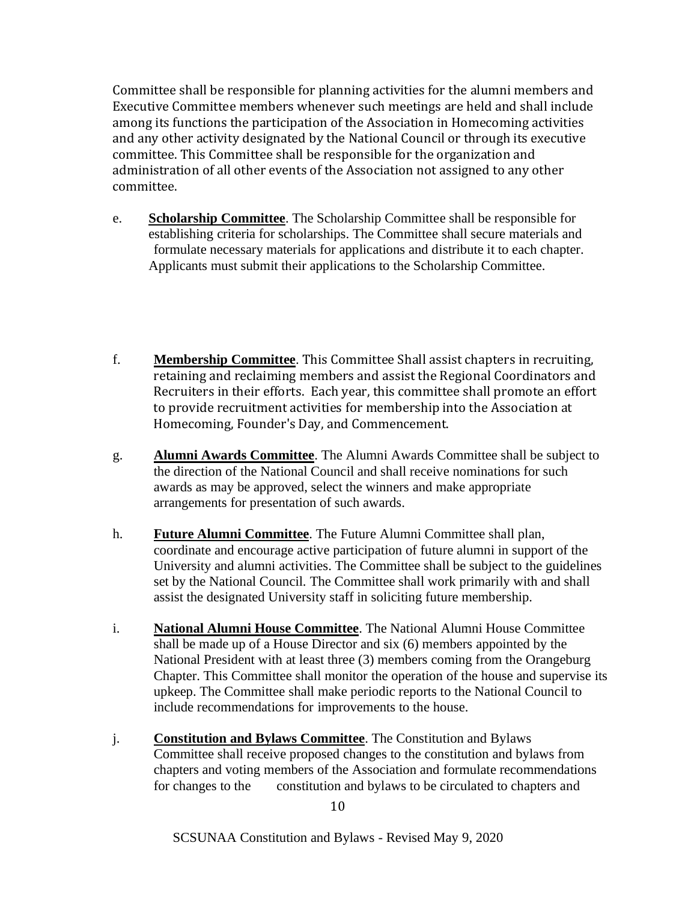Committee shall be responsible for planning activities for the alumni members and Executive Committee members whenever such meetings are held and shall include among its functions the participation of the Association in Homecoming activities and any other activity designated by the National Council or through its executive committee. This Committee shall be responsible for the organization and administration of all other events of the Association not assigned to any other committee.

e. **Scholarship Committee**. The Scholarship Committee shall be responsible for establishing criteria for scholarships. The Committee shall secure materials and formulate necessary materials for applications and distribute it to each chapter. Applicants must submit their applications to the Scholarship Committee.

f. **Membership Committee**. This Committee Shall assist chapters in recruiting, retaining and reclaiming members and assist the Regional Coordinators and Recruiters in their efforts. Each year, this committee shall promote an effort to provide recruitment activities for membership into the Association at Homecoming, Founder's Day, and Commencement.

g. **Alumni Awards Committee**. The Alumni Awards Committee shall be subject to the direction of the National Council and shall receive nominations for such awards as may be approved, select the winners and make appropriate arrangements for presentation of such awards.

h. **Future Alumni Committee**. The Future Alumni Committee shall plan, coordinate and encourage active participation of future alumni in support of the University and alumni activities. The Committee shall be subject to the guidelines set by the National Council. The Committee shall work primarily with and shall assist the designated University staff in soliciting future membership.

i. **National Alumni House Committee**. The National Alumni House Committee shall be made up of a House Director and six (6) members appointed by the National President with at least three (3) members coming from the Orangeburg Chapter. This Committee shall monitor the operation of the house and supervise its upkeep. The Committee shall make periodic reports to the National Council to include recommendations for improvements to the house.

j. **Constitution and Bylaws Committee**. The Constitution and Bylaws Committee shall receive proposed changes to the constitution and bylaws from chapters and voting members of the Association and formulate recommendations for changes to the constitution and bylaws to be circulated to chapters and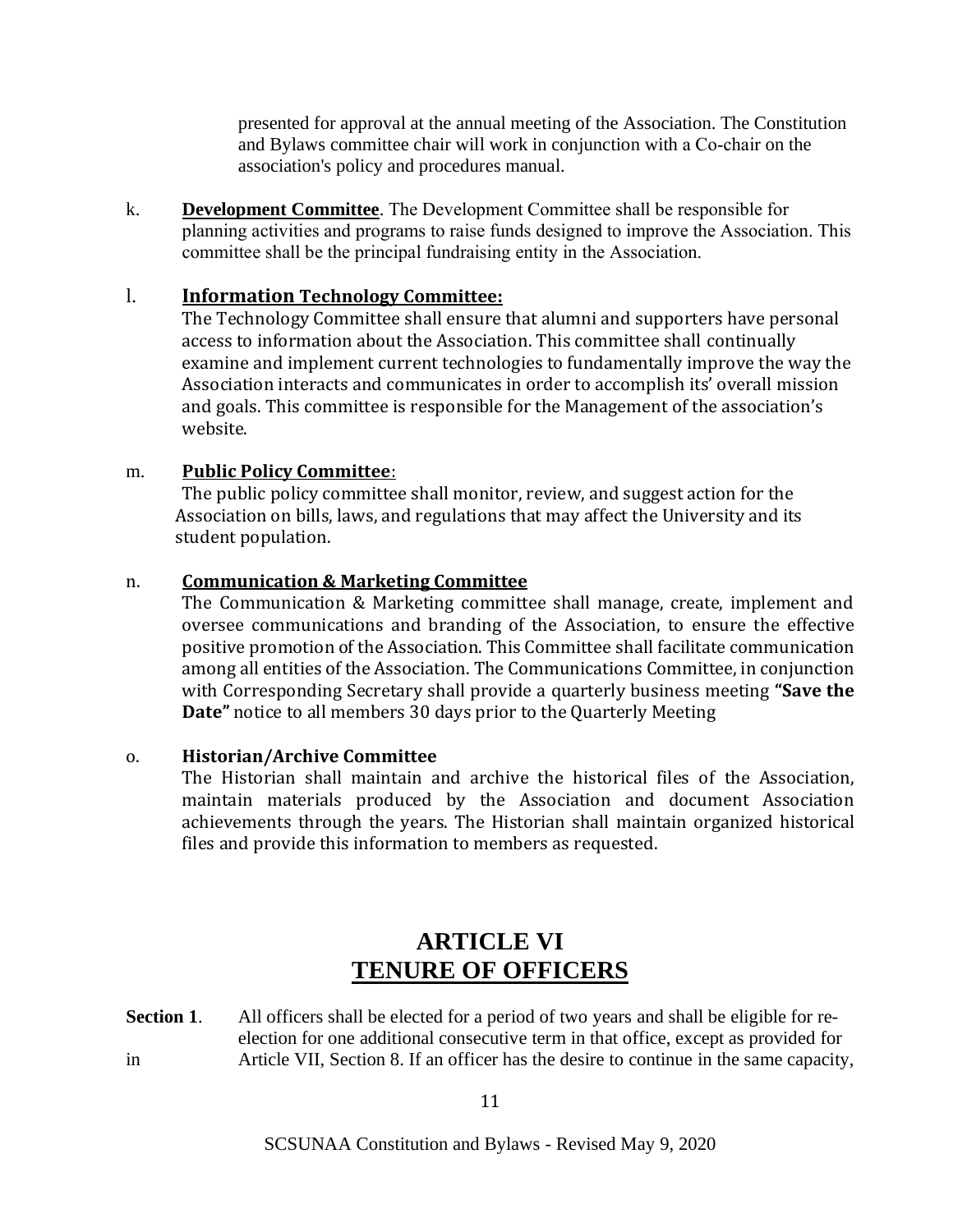presented for approval at the annual meeting of the Association. The Constitution and Bylaws committee chair will work in conjunction with a Co-chair on the association's policy and procedures manual.

k. **Development Committee**. The Development Committee shall be responsible for planning activities and programs to raise funds designed to improve the Association. This committee shall be the principal fundraising entity in the Association.

l. **Information Technology Committee:**
The Technology Committee shall ensure that alumni and supporters have personal access to information about the Association. This committee shall continually examine and implement current technologies to fundamentally improve the way the Association interacts and communicates in order to accomplish its' overall mission and goals. This committee is responsible for the Management of the association's website.

m. **Public Policy Committee**:
The public policy committee shall monitor, review, and suggest action for the Association on bills, laws, and regulations that may affect the University and its student population.

n. **Communication & Marketing Committee**
The Communication & Marketing committee shall manage, create, implement and oversee communications and branding of the Association, to ensure the effective positive promotion of the Association. This Committee shall facilitate communication among all entities of the Association. The Communications Committee, in conjunction with Corresponding Secretary shall provide a quarterly business meeting **"Save the Date"** notice to all members 30 days prior to the Quarterly Meeting

o. **Historian/Archive Committee**
The Historian shall maintain and archive the historical files of the Association, maintain materials produced by the Association and document Association achievements through the years. The Historian shall maintain organized historical files and provide this information to members as requested.

# ARTICLE VI
# TENURE OF OFFICERS

**Section 1**. All officers shall be elected for a period of two years and shall be eligible for re-election for one additional consecutive term in that office, except as provided for in Article VII, Section 8. If an officer has the desire to continue in the same capacity,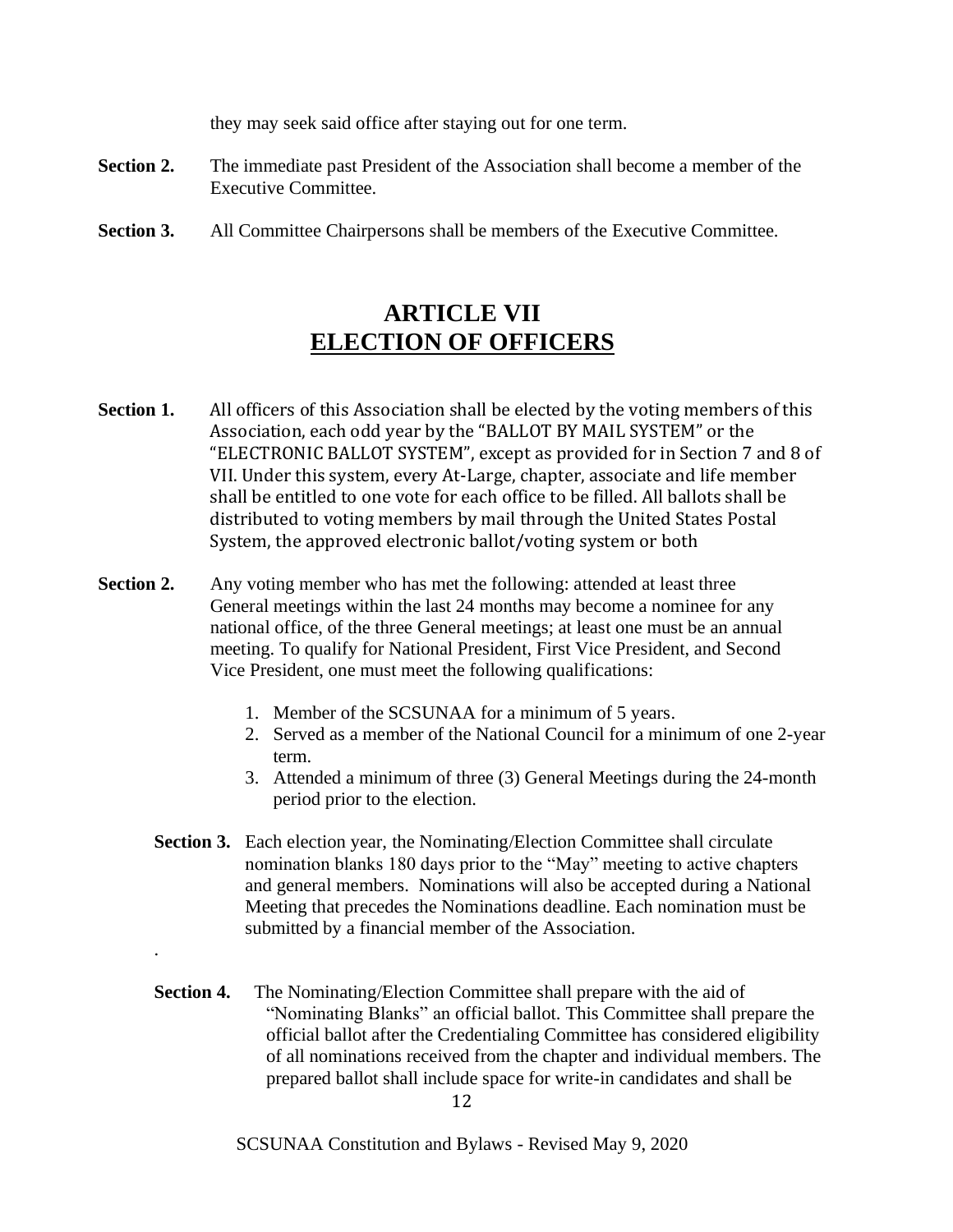they may seek said office after staying out for one term.

**Section 2.** The immediate past President of the Association shall become a member of the Executive Committee.

**Section 3.** All Committee Chairpersons shall be members of the Executive Committee.

# ARTICLE VII
# ELECTION OF OFFICERS

**Section 1.** All officers of this Association shall be elected by the voting members of this Association, each odd year by the "BALLOT BY MAIL SYSTEM" or the "ELECTRONIC BALLOT SYSTEM", except as provided for in Section 7 and 8 of VII. Under this system, every At-Large, chapter, associate and life member shall be entitled to one vote for each office to be filled. All ballots shall be distributed to voting members by mail through the United States Postal System, the approved electronic ballot/voting system or both

**Section 2.** Any voting member who has met the following: attended at least three General meetings within the last 24 months may become a nominee for any national office, of the three General meetings; at least one must be an annual meeting. To qualify for National President, First Vice President, and Second Vice President, one must meet the following qualifications:

1. Member of the SCSUNAA for a minimum of 5 years.
2. Served as a member of the National Council for a minimum of one 2-year term.
3. Attended a minimum of three (3) General Meetings during the 24-month period prior to the election.

**Section 3.** Each election year, the Nominating/Election Committee shall circulate nomination blanks 180 days prior to the "May" meeting to active chapters and general members. Nominations will also be accepted during a National Meeting that precedes the Nominations deadline. Each nomination must be submitted by a financial member of the Association.

.

**Section 4.** The Nominating/Election Committee shall prepare with the aid of "Nominating Blanks" an official ballot. This Committee shall prepare the official ballot after the Credentialing Committee has considered eligibility of all nominations received from the chapter and individual members. The prepared ballot shall include space for write-in candidates and shall be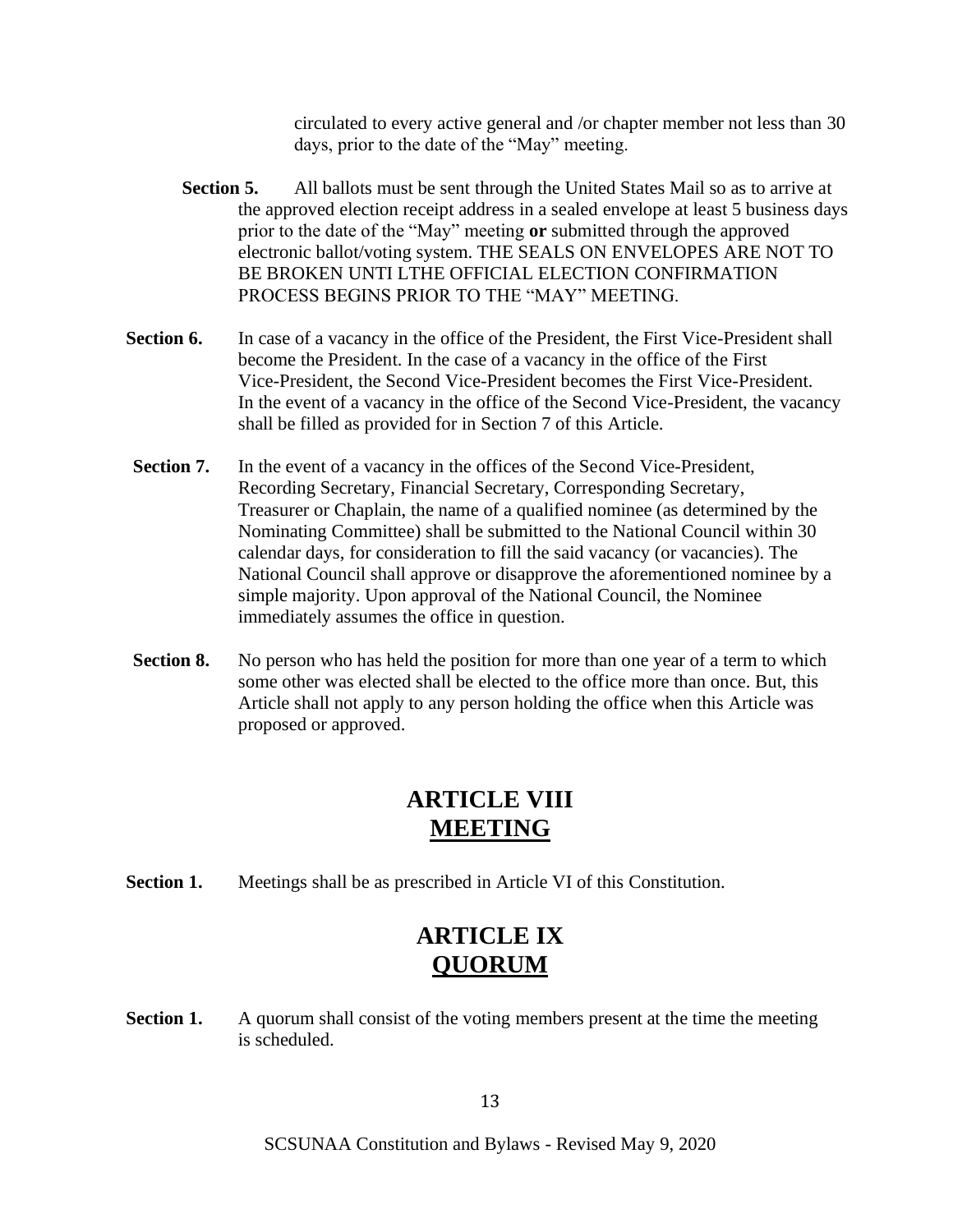circulated to every active general and /or chapter member not less than 30 days, prior to the date of the "May" meeting.

**Section 5.** All ballots must be sent through the United States Mail so as to arrive at the approved election receipt address in a sealed envelope at least 5 business days prior to the date of the "May" meeting **or** submitted through the approved electronic ballot/voting system. THE SEALS ON ENVELOPES ARE NOT TO BE BROKEN UNTI LTHE OFFICIAL ELECTION CONFIRMATION PROCESS BEGINS PRIOR TO THE "MAY" MEETING.

**Section 6.** In case of a vacancy in the office of the President, the First Vice-President shall become the President. In the case of a vacancy in the office of the First Vice-President, the Second Vice-President becomes the First Vice-President. In the event of a vacancy in the office of the Second Vice-President, the vacancy shall be filled as provided for in Section 7 of this Article.

**Section 7.** In the event of a vacancy in the offices of the Second Vice-President, Recording Secretary, Financial Secretary, Corresponding Secretary, Treasurer or Chaplain, the name of a qualified nominee (as determined by the Nominating Committee) shall be submitted to the National Council within 30 calendar days, for consideration to fill the said vacancy (or vacancies). The National Council shall approve or disapprove the aforementioned nominee by a simple majority. Upon approval of the National Council, the Nominee immediately assumes the office in question.

**Section 8.** No person who has held the position for more than one year of a term to which some other was elected shall be elected to the office more than once. But, this Article shall not apply to any person holding the office when this Article was proposed or approved.

## ARTICLE VIII
## MEETING

**Section 1.** Meetings shall be as prescribed in Article VI of this Constitution.

## ARTICLE IX
## QUORUM

**Section 1.** A quorum shall consist of the voting members present at the time the meeting is scheduled.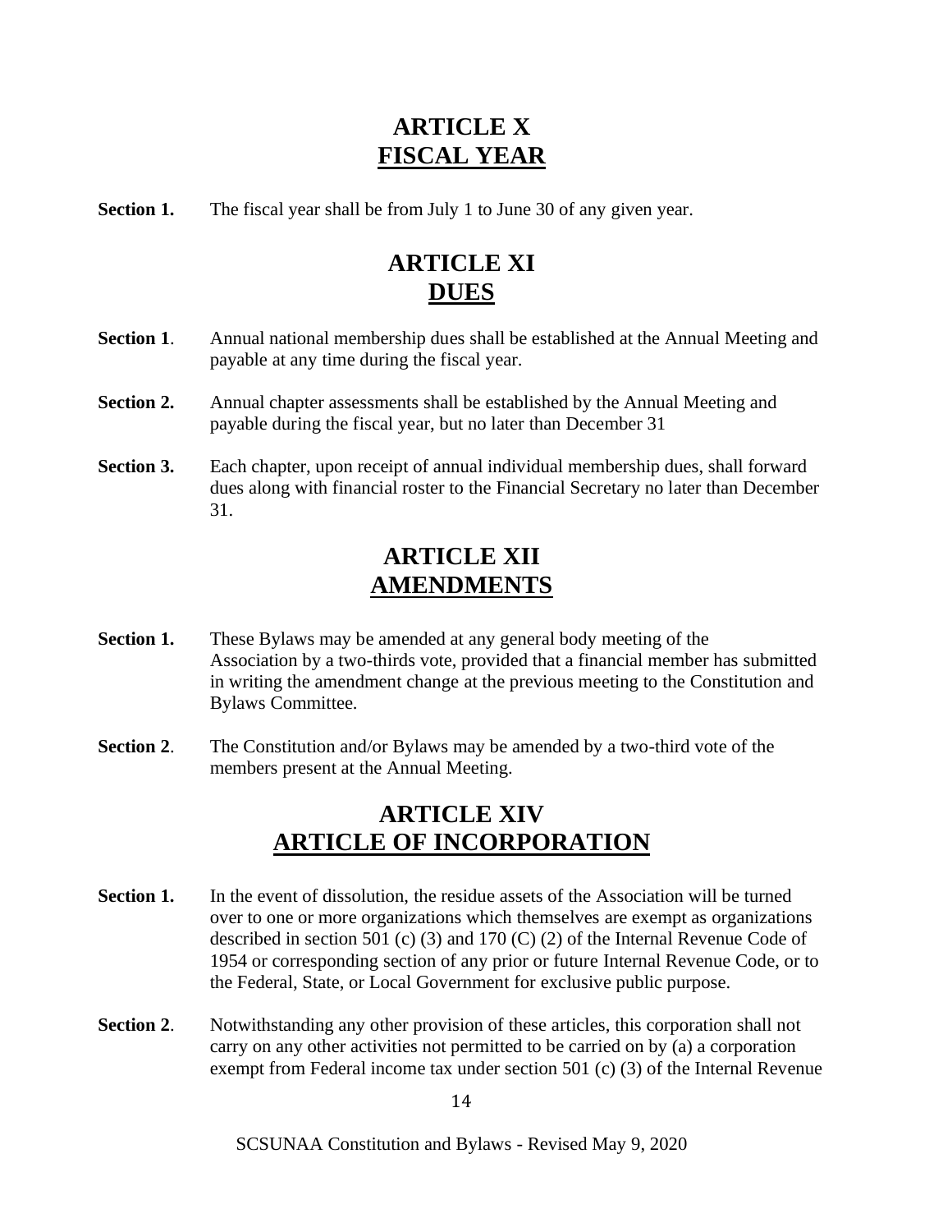# ARTICLE X
# FISCAL YEAR

**Section 1.** The fiscal year shall be from July 1 to June 30 of any given year.

# ARTICLE XI
# DUES

**Section 1**. Annual national membership dues shall be established at the Annual Meeting and payable at any time during the fiscal year.

**Section 2.** Annual chapter assessments shall be established by the Annual Meeting and payable during the fiscal year, but no later than December 31

**Section 3.** Each chapter, upon receipt of annual individual membership dues, shall forward dues along with financial roster to the Financial Secretary no later than December 31.

# ARTICLE XII
# AMENDMENTS

**Section 1.** These Bylaws may be amended at any general body meeting of the Association by a two-thirds vote, provided that a financial member has submitted in writing the amendment change at the previous meeting to the Constitution and Bylaws Committee.

**Section 2**. The Constitution and/or Bylaws may be amended by a two-third vote of the members present at the Annual Meeting.

# ARTICLE XIV
# ARTICLE OF INCORPORATION

**Section 1.** In the event of dissolution, the residue assets of the Association will be turned over to one or more organizations which themselves are exempt as organizations described in section 501 (c) (3) and 170 (C) (2) of the Internal Revenue Code of 1954 or corresponding section of any prior or future Internal Revenue Code, or to the Federal, State, or Local Government for exclusive public purpose.

**Section 2**. Notwithstanding any other provision of these articles, this corporation shall not carry on any other activities not permitted to be carried on by (a) a corporation exempt from Federal income tax under section 501 (c) (3) of the Internal Revenue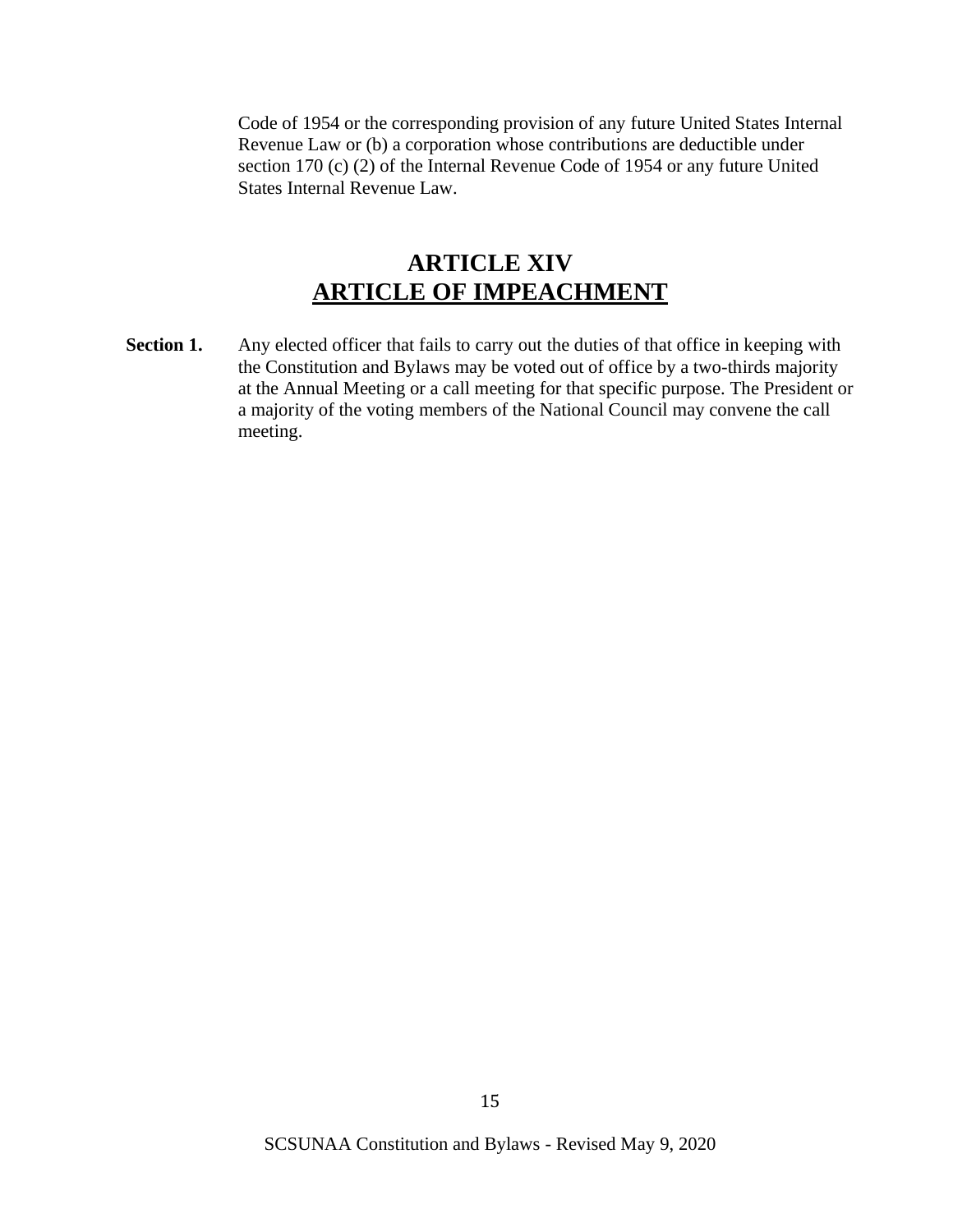Code of 1954 or the corresponding provision of any future United States Internal Revenue Law or (b) a corporation whose contributions are deductible under section 170 (c) (2) of the Internal Revenue Code of 1954 or any future United States Internal Revenue Law.

# ARTICLE XIV
# ARTICLE OF IMPEACHMENT

**Section 1.** Any elected officer that fails to carry out the duties of that office in keeping with the Constitution and Bylaws may be voted out of office by a two-thirds majority at the Annual Meeting or a call meeting for that specific purpose. The President or a majority of the voting members of the National Council may convene the call meeting.